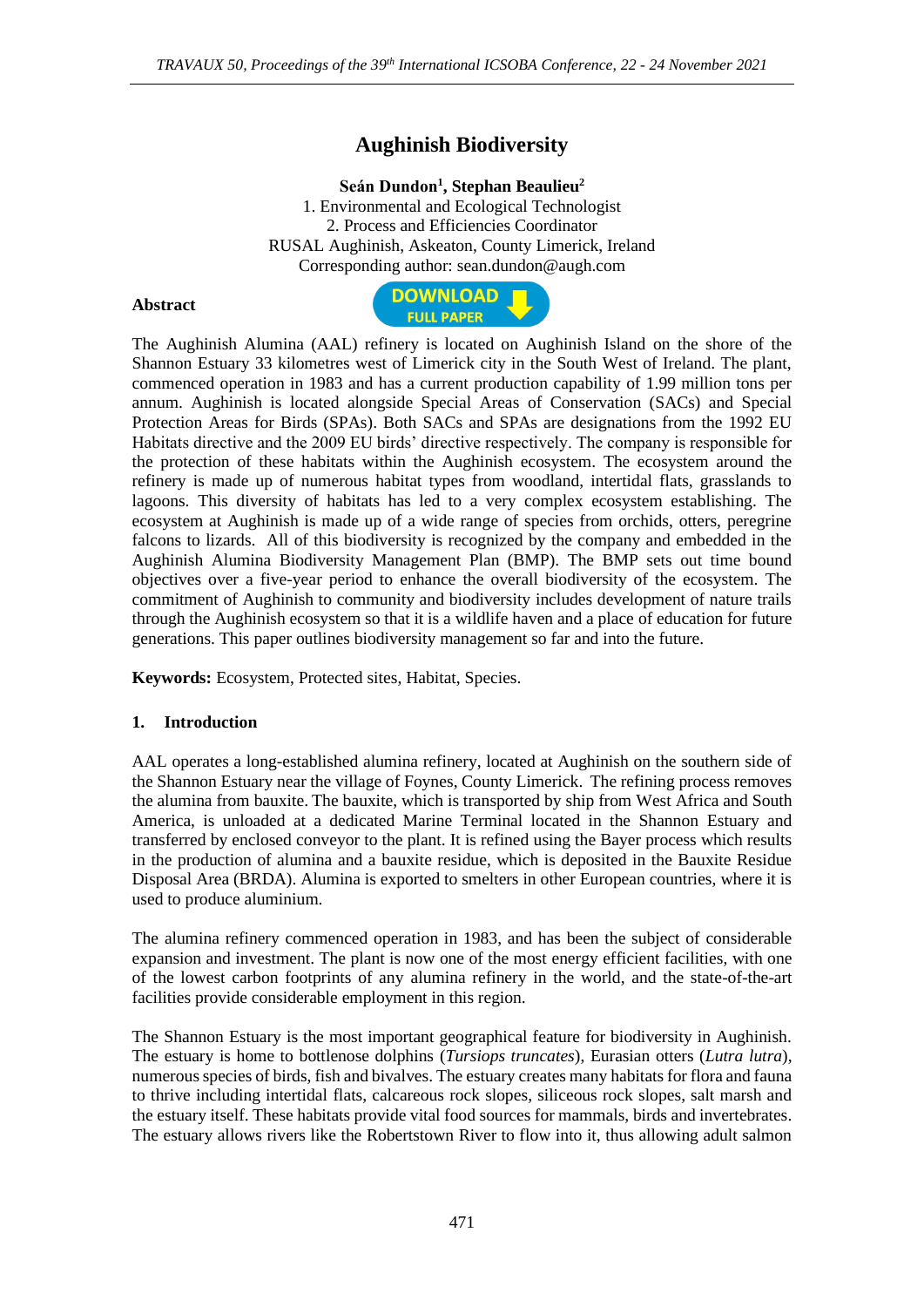# Aughinish Biodiversity

**Seán Dundon[1], Stephan Beaulieu[2]**

1. Environmental and Ecological Technologist
2. Process and Efficiencies Coordinator

RUSAL Aughinish, Askeaton, County Limerick, Ireland

Corresponding author: sean.dundon@augh.com

## Abstract

The Aughinish Alumina (AAL) refinery is located on Aughinish Island on the shore of the Shannon Estuary 33 kilometres west of Limerick city in the South West of Ireland. The plant, commenced operation in 1983 and has a current production capability of 1.99 million tons per annum. Aughinish is located alongside Special Areas of Conservation (SACs) and Special Protection Areas for Birds (SPAs). Both SACs and SPAs are designations from the 1992 EU Habitats directive and the 2009 EU birds' directive respectively. The company is responsible for the protection of these habitats within the Aughinish ecosystem. The ecosystem around the refinery is made up of numerous habitat types from woodland, intertidal flats, grasslands to lagoons. This diversity of habitats has led to a very complex ecosystem establishing. The ecosystem at Aughinish is made up of a wide range of species from orchids, otters, peregrine falcons to lizards. All of this biodiversity is recognized by the company and embedded in the Aughinish Alumina Biodiversity Management Plan (BMP). The BMP sets out time bound objectives over a five-year period to enhance the overall biodiversity of the ecosystem. The commitment of Aughinish to community and biodiversity includes development of nature trails through the Aughinish ecosystem so that it is a wildlife haven and a place of education for future generations. This paper outlines biodiversity management so far and into the future.

**Keywords:** Ecosystem, Protected sites, Habitat, Species.

## 1. Introduction

AAL operates a long-established alumina refinery, located at Aughinish on the southern side of the Shannon Estuary near the village of Foynes, County Limerick. The refining process removes the alumina from bauxite. The bauxite, which is transported by ship from West Africa and South America, is unloaded at a dedicated Marine Terminal located in the Shannon Estuary and transferred by enclosed conveyor to the plant. It is refined using the Bayer process which results in the production of alumina and a bauxite residue, which is deposited in the Bauxite Residue Disposal Area (BRDA). Alumina is exported to smelters in other European countries, where it is used to produce aluminium.

The alumina refinery commenced operation in 1983, and has been the subject of considerable expansion and investment. The plant is now one of the most energy efficient facilities, with one of the lowest carbon footprints of any alumina refinery in the world, and the state-of-the-art facilities provide considerable employment in this region.

The Shannon Estuary is the most important geographical feature for biodiversity in Aughinish. The estuary is home to bottlenose dolphins (*Tursiops truncates*), Eurasian otters (*Lutra lutra*), numerous species of birds, fish and bivalves. The estuary creates many habitats for flora and fauna to thrive including intertidal flats, calcareous rock slopes, siliceous rock slopes, salt marsh and the estuary itself. These habitats provide vital food sources for mammals, birds and invertebrates. The estuary allows rivers like the Robertstown River to flow into it, thus allowing adult salmon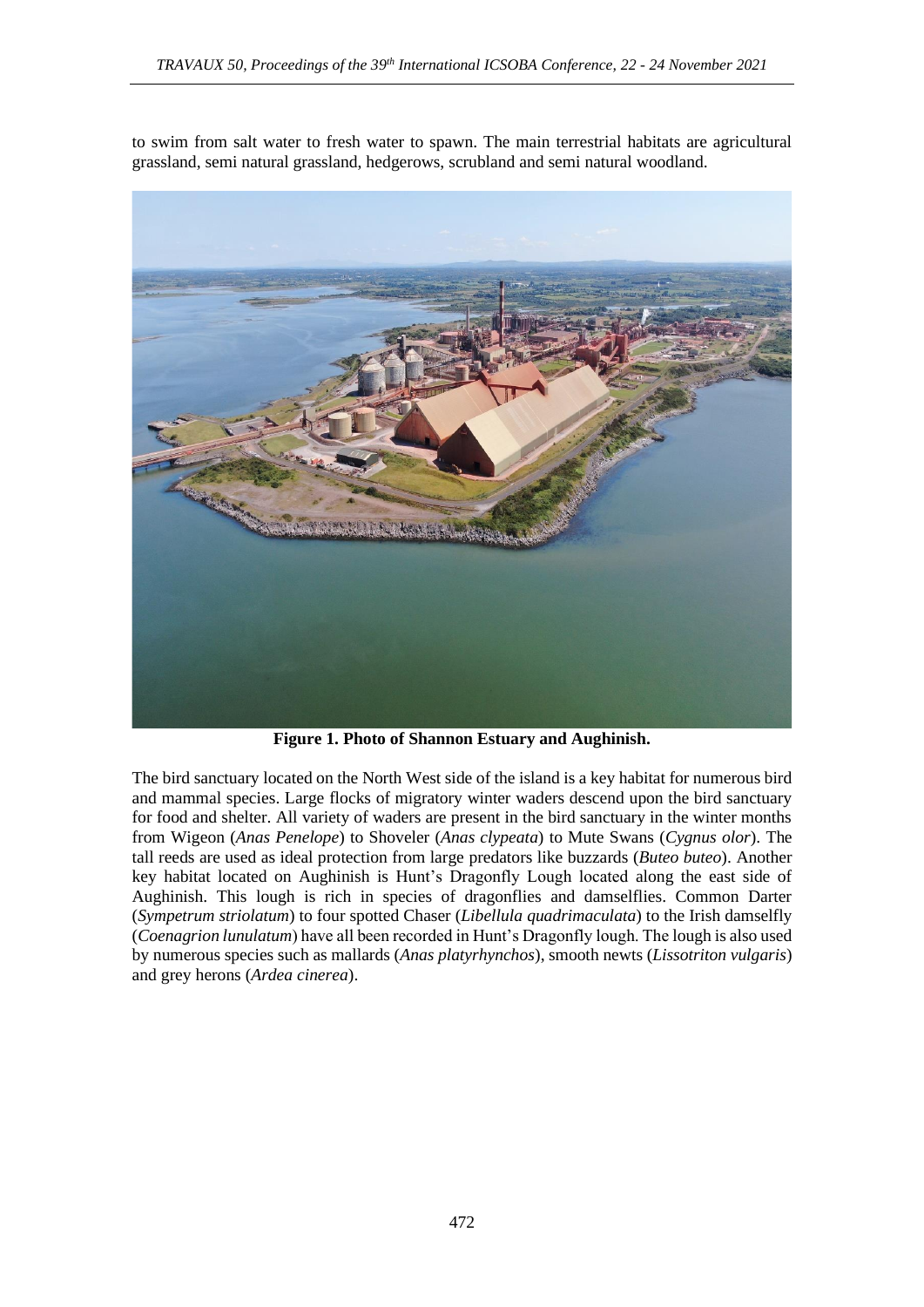to swim from salt water to fresh water to spawn. The main terrestrial habitats are agricultural grassland, semi natural grassland, hedgerows, scrubland and semi natural woodland.

**Figure 1. Photo of Shannon Estuary and Aughinish.**

The bird sanctuary located on the North West side of the island is a key habitat for numerous bird and mammal species. Large flocks of migratory winter waders descend upon the bird sanctuary for food and shelter. All variety of waders are present in the bird sanctuary in the winter months from Wigeon (*Anas Penelope*) to Shoveler (*Anas clypeata*) to Mute Swans (*Cygnus olor*). The tall reeds are used as ideal protection from large predators like buzzards (*Buteo buteo*). Another key habitat located on Aughinish is Hunt's Dragonfly Lough located along the east side of Aughinish. This lough is rich in species of dragonflies and damselflies. Common Darter (*Sympetrum striolatum*) to four spotted Chaser (*Libellula quadrimaculata*) to the Irish damselfly (*Coenagrion lunulatum*) have all been recorded in Hunt's Dragonfly lough. The lough is also used by numerous species such as mallards (*Anas platyrhynchos*), smooth newts (*Lissotriton vulgaris*) and grey herons (*Ardea cinerea*).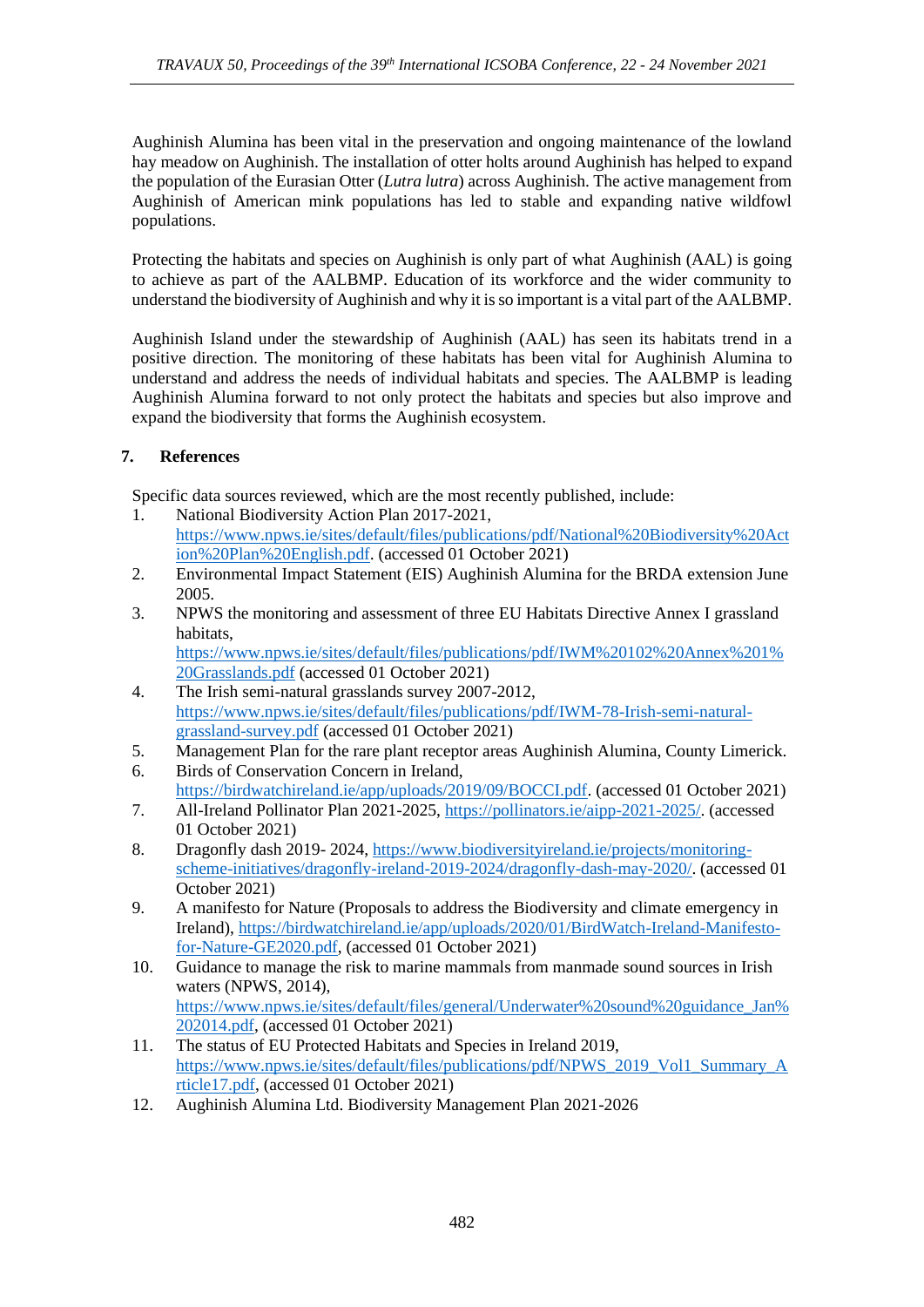Aughinish Alumina has been vital in the preservation and ongoing maintenance of the lowland hay meadow on Aughinish. The installation of otter holts around Aughinish has helped to expand the population of the Eurasian Otter (*Lutra lutra*) across Aughinish. The active management from Aughinish of American mink populations has led to stable and expanding native wildfowl populations.

Protecting the habitats and species on Aughinish is only part of what Aughinish (AAL) is going to achieve as part of the AALBMP. Education of its workforce and the wider community to understand the biodiversity of Aughinish and why it is so important is a vital part of the AALBMP.

Aughinish Island under the stewardship of Aughinish (AAL) has seen its habitats trend in a positive direction. The monitoring of these habitats has been vital for Aughinish Alumina to understand and address the needs of individual habitats and species. The AALBMP is leading Aughinish Alumina forward to not only protect the habitats and species but also improve and expand the biodiversity that forms the Aughinish ecosystem.

## 7. References

Specific data sources reviewed, which are the most recently published, include:

1. National Biodiversity Action Plan 2017-2021, https://www.npws.ie/sites/default/files/publications/pdf/National%20Biodiversity%20Action%20Plan%20English.pdf. (accessed 01 October 2021)
2. Environmental Impact Statement (EIS) Aughinish Alumina for the BRDA extension June 2005.
3. NPWS the monitoring and assessment of three EU Habitats Directive Annex I grassland habitats, https://www.npws.ie/sites/default/files/publications/pdf/IWM%20102%20Annex%201%20Grasslands.pdf (accessed 01 October 2021)
4. The Irish semi-natural grasslands survey 2007-2012, https://www.npws.ie/sites/default/files/publications/pdf/IWM-78-Irish-semi-natural-grassland-survey.pdf (accessed 01 October 2021)
5. Management Plan for the rare plant receptor areas Aughinish Alumina, County Limerick.
6. Birds of Conservation Concern in Ireland, https://birdwatchireland.ie/app/uploads/2019/09/BOCCI.pdf. (accessed 01 October 2021)
7. All-Ireland Pollinator Plan 2021-2025, https://pollinators.ie/aipp-2021-2025/. (accessed 01 October 2021)
8. Dragonfly dash 2019- 2024, https://www.biodiversityireland.ie/projects/monitoring-scheme-initiatives/dragonfly-ireland-2019-2024/dragonfly-dash-may-2020/. (accessed 01 October 2021)
9. A manifesto for Nature (Proposals to address the Biodiversity and climate emergency in Ireland), https://birdwatchireland.ie/app/uploads/2020/01/BirdWatch-Ireland-Manifesto-for-Nature-GE2020.pdf, (accessed 01 October 2021)
10. Guidance to manage the risk to marine mammals from manmade sound sources in Irish waters (NPWS, 2014), https://www.npws.ie/sites/default/files/general/Underwater%20sound%20guidance_Jan%202014.pdf, (accessed 01 October 2021)
11. The status of EU Protected Habitats and Species in Ireland 2019, https://www.npws.ie/sites/default/files/publications/pdf/NPWS_2019_Vol1_Summary_Article17.pdf, (accessed 01 October 2021)
12. Aughinish Alumina Ltd. Biodiversity Management Plan 2021-2026